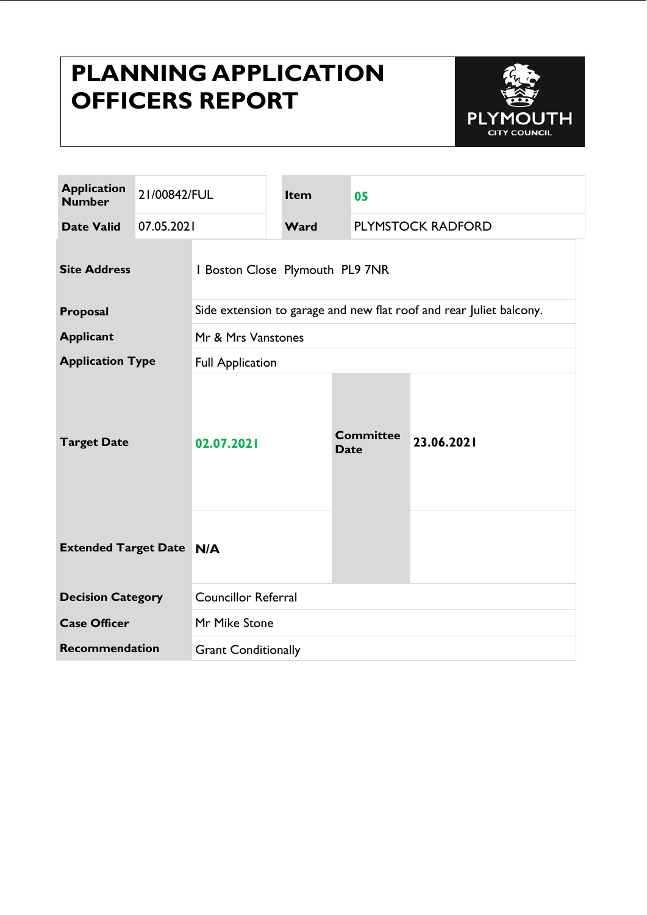# PLANNING APPLICATION OFFICERS REPORT

PLYMOUTH CITY COUNCIL

| Application Number | 21/00842/FUL | Item | 05 |
|---|---|---|---|
| Date Valid | 07.05.2021 | Ward | PLYMSTOCK RADFORD |

| Site Address | 1 Boston Close Plymouth PL9 7NR | | |
|---|---|---|---|
| Proposal | Side extension to garage and new flat roof and rear Juliet balcony. | | |
| Applicant | Mr & Mrs Vanstones | | |
| Application Type | Full Application | | |
| Target Date | 02.07.2021 | Committee Date | 23.06.2021 |
| Extended Target Date | N/A | | |
| Decision Category | Councillor Referral | | |
| Case Officer | Mr Mike Stone | | |
| Recommendation | Grant Conditionally | | |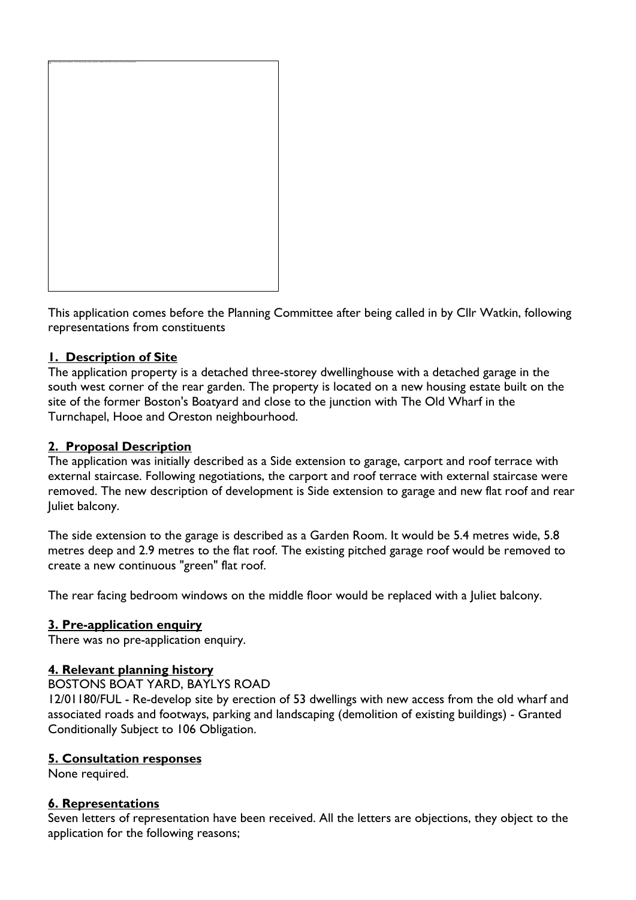This application comes before the Planning Committee after being called in by Cllr Watkin, following representations from constituents

## 1. Description of Site

The application property is a detached three-storey dwellinghouse with a detached garage in the south west corner of the rear garden. The property is located on a new housing estate built on the site of the former Boston's Boatyard and close to the junction with The Old Wharf in the Turnchapel, Hooe and Oreston neighbourhood.

## 2. Proposal Description

The application was initially described as a Side extension to garage, carport and roof terrace with external staircase. Following negotiations, the carport and roof terrace with external staircase were removed. The new description of development is Side extension to garage and new flat roof and rear Juliet balcony.

The side extension to the garage is described as a Garden Room. It would be 5.4 metres wide, 5.8 metres deep and 2.9 metres to the flat roof. The existing pitched garage roof would be removed to create a new continuous "green" flat roof.

The rear facing bedroom windows on the middle floor would be replaced with a Juliet balcony.

## 3. Pre-application enquiry

There was no pre-application enquiry.

## 4. Relevant planning history

BOSTONS BOAT YARD, BAYLYS ROAD

12/01180/FUL - Re-develop site by erection of 53 dwellings with new access from the old wharf and associated roads and footways, parking and landscaping (demolition of existing buildings) - Granted Conditionally Subject to 106 Obligation.

## 5. Consultation responses

None required.

## 6. Representations

Seven letters of representation have been received. All the letters are objections, they object to the application for the following reasons;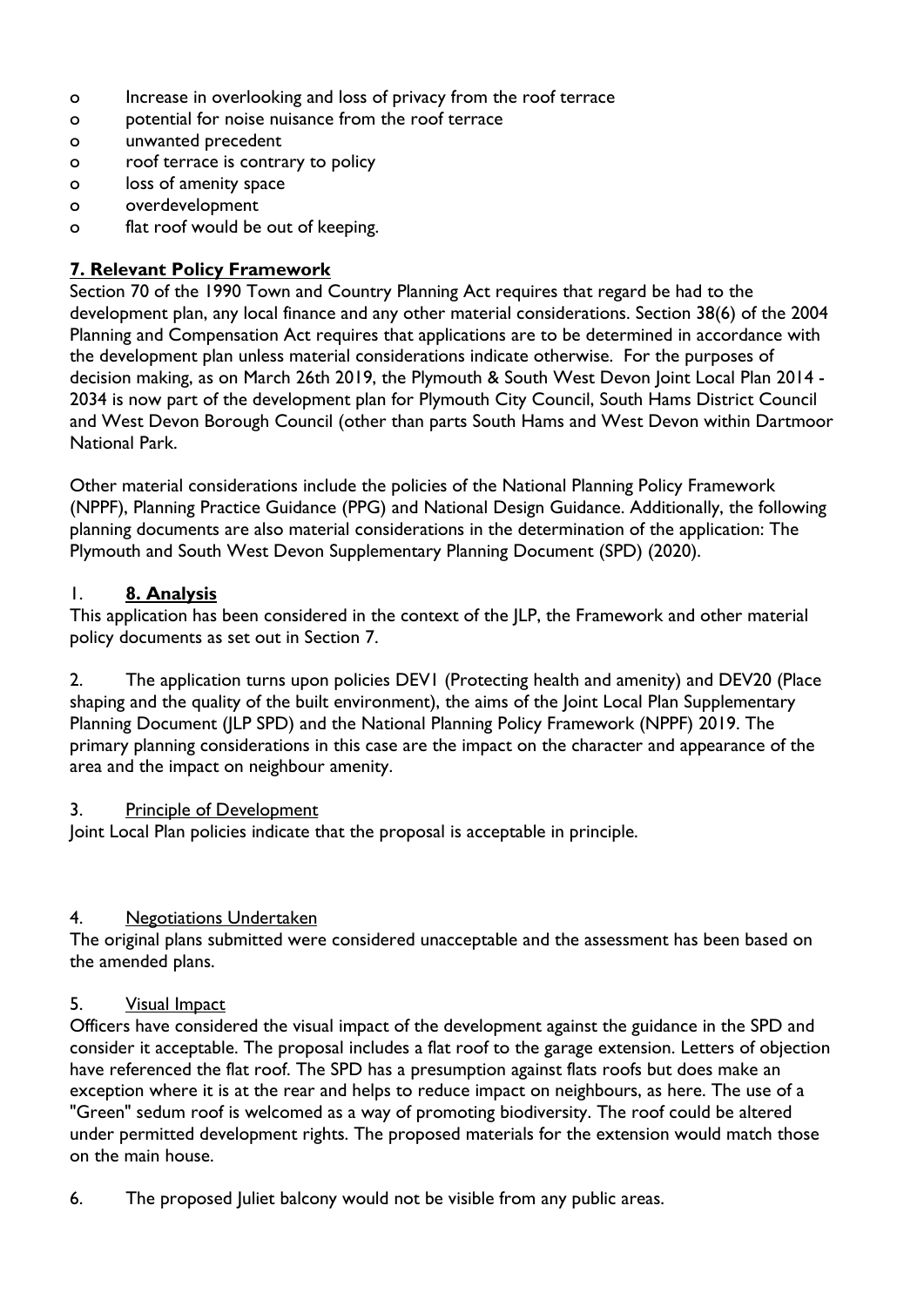- Increase in overlooking and loss of privacy from the roof terrace
- potential for noise nuisance from the roof terrace
- unwanted precedent
- roof terrace is contrary to policy
- loss of amenity space
- overdevelopment
- flat roof would be out of keeping.

## 7. Relevant Policy Framework

Section 70 of the 1990 Town and Country Planning Act requires that regard be had to the development plan, any local finance and any other material considerations. Section 38(6) of the 2004 Planning and Compensation Act requires that applications are to be determined in accordance with the development plan unless material considerations indicate otherwise. For the purposes of decision making, as on March 26th 2019, the Plymouth & South West Devon Joint Local Plan 2014 - 2034 is now part of the development plan for Plymouth City Council, South Hams District Council and West Devon Borough Council (other than parts South Hams and West Devon within Dartmoor National Park.

Other material considerations include the policies of the National Planning Policy Framework (NPPF), Planning Practice Guidance (PPG) and National Design Guidance. Additionally, the following planning documents are also material considerations in the determination of the application: The Plymouth and South West Devon Supplementary Planning Document (SPD) (2020).

1. **8. Analysis**

This application has been considered in the context of the JLP, the Framework and other material policy documents as set out in Section 7.

2. The application turns upon policies DEV1 (Protecting health and amenity) and DEV20 (Place shaping and the quality of the built environment), the aims of the Joint Local Plan Supplementary Planning Document (JLP SPD) and the National Planning Policy Framework (NPPF) 2019. The primary planning considerations in this case are the impact on the character and appearance of the area and the impact on neighbour amenity.

3. Principle of Development

Joint Local Plan policies indicate that the proposal is acceptable in principle.

4. Negotiations Undertaken

The original plans submitted were considered unacceptable and the assessment has been based on the amended plans.

5. Visual Impact

Officers have considered the visual impact of the development against the guidance in the SPD and consider it acceptable. The proposal includes a flat roof to the garage extension. Letters of objection have referenced the flat roof. The SPD has a presumption against flats roofs but does make an exception where it is at the rear and helps to reduce impact on neighbours, as here. The use of a "Green" sedum roof is welcomed as a way of promoting biodiversity. The roof could be altered under permitted development rights. The proposed materials for the extension would match those on the main house.

6. The proposed Juliet balcony would not be visible from any public areas.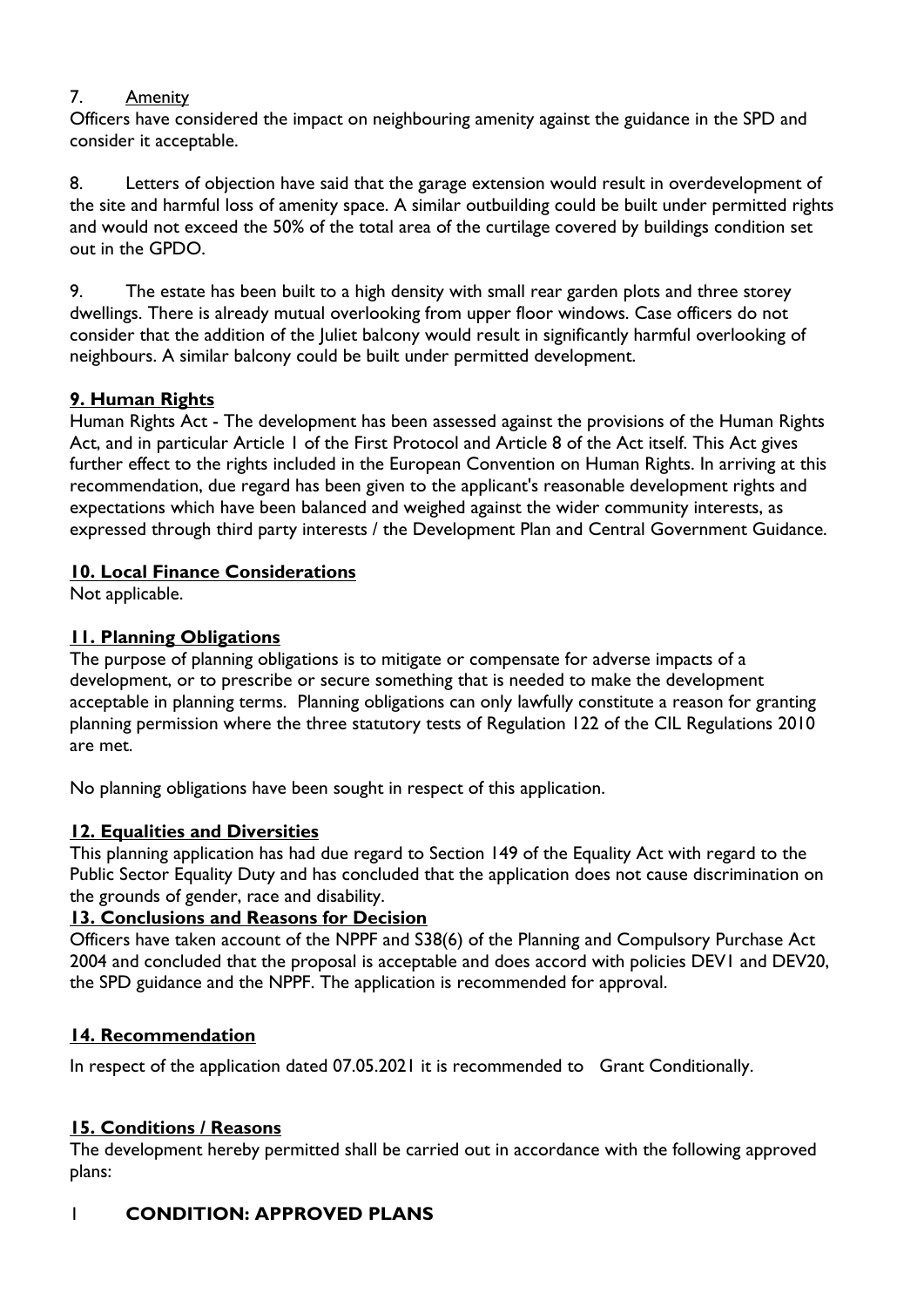7. Amenity

Officers have considered the impact on neighbouring amenity against the guidance in the SPD and consider it acceptable.

8. Letters of objection have said that the garage extension would result in overdevelopment of the site and harmful loss of amenity space. A similar outbuilding could be built under permitted rights and would not exceed the 50% of the total area of the curtilage covered by buildings condition set out in the GPDO.

9. The estate has been built to a high density with small rear garden plots and three storey dwellings. There is already mutual overlooking from upper floor windows. Case officers do not consider that the addition of the Juliet balcony would result in significantly harmful overlooking of neighbours. A similar balcony could be built under permitted development.

## 9. Human Rights

Human Rights Act - The development has been assessed against the provisions of the Human Rights Act, and in particular Article 1 of the First Protocol and Article 8 of the Act itself. This Act gives further effect to the rights included in the European Convention on Human Rights. In arriving at this recommendation, due regard has been given to the applicant's reasonable development rights and expectations which have been balanced and weighed against the wider community interests, as expressed through third party interests / the Development Plan and Central Government Guidance.

## 10. Local Finance Considerations

Not applicable.

## 11. Planning Obligations

The purpose of planning obligations is to mitigate or compensate for adverse impacts of a development, or to prescribe or secure something that is needed to make the development acceptable in planning terms. Planning obligations can only lawfully constitute a reason for granting planning permission where the three statutory tests of Regulation 122 of the CIL Regulations 2010 are met.

No planning obligations have been sought in respect of this application.

## 12. Equalities and Diversities

This planning application has had due regard to Section 149 of the Equality Act with regard to the Public Sector Equality Duty and has concluded that the application does not cause discrimination on the grounds of gender, race and disability.

## 13. Conclusions and Reasons for Decision

Officers have taken account of the NPPF and S38(6) of the Planning and Compulsory Purchase Act 2004 and concluded that the proposal is acceptable and does accord with policies DEV1 and DEV20, the SPD guidance and the NPPF. The application is recommended for approval.

## 14. Recommendation

In respect of the application dated 07.05.2021 it is recommended to Grant Conditionally.

## 15. Conditions / Reasons

The development hereby permitted shall be carried out in accordance with the following approved plans:

1 **CONDITION: APPROVED PLANS**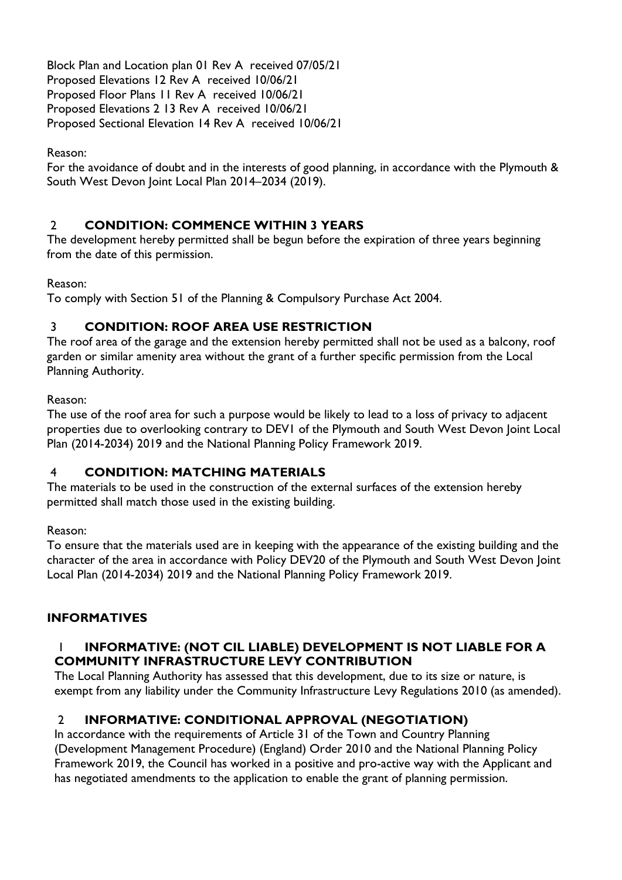Block Plan and Location plan 01 Rev A received 07/05/21
Proposed Elevations 12 Rev A received 10/06/21
Proposed Floor Plans 11 Rev A received 10/06/21
Proposed Elevations 2 13 Rev A received 10/06/21
Proposed Sectional Elevation 14 Rev A received 10/06/21

Reason:
For the avoidance of doubt and in the interests of good planning, in accordance with the Plymouth & South West Devon Joint Local Plan 2014–2034 (2019).

2 **CONDITION: COMMENCE WITHIN 3 YEARS**
The development hereby permitted shall be begun before the expiration of three years beginning from the date of this permission.

Reason:
To comply with Section 51 of the Planning & Compulsory Purchase Act 2004.

3 **CONDITION: ROOF AREA USE RESTRICTION**
The roof area of the garage and the extension hereby permitted shall not be used as a balcony, roof garden or similar amenity area without the grant of a further specific permission from the Local Planning Authority.

Reason:
The use of the roof area for such a purpose would be likely to lead to a loss of privacy to adjacent properties due to overlooking contrary to DEV1 of the Plymouth and South West Devon Joint Local Plan (2014-2034) 2019 and the National Planning Policy Framework 2019.

4 **CONDITION: MATCHING MATERIALS**
The materials to be used in the construction of the external surfaces of the extension hereby permitted shall match those used in the existing building.

Reason:
To ensure that the materials used are in keeping with the appearance of the existing building and the character of the area in accordance with Policy DEV20 of the Plymouth and South West Devon Joint Local Plan (2014-2034) 2019 and the National Planning Policy Framework 2019.

## INFORMATIVES

1 **INFORMATIVE: (NOT CIL LIABLE) DEVELOPMENT IS NOT LIABLE FOR A COMMUNITY INFRASTRUCTURE LEVY CONTRIBUTION**
The Local Planning Authority has assessed that this development, due to its size or nature, is exempt from any liability under the Community Infrastructure Levy Regulations 2010 (as amended).

2 **INFORMATIVE: CONDITIONAL APPROVAL (NEGOTIATION)**
In accordance with the requirements of Article 31 of the Town and Country Planning (Development Management Procedure) (England) Order 2010 and the National Planning Policy Framework 2019, the Council has worked in a positive and pro-active way with the Applicant and has negotiated amendments to the application to enable the grant of planning permission.